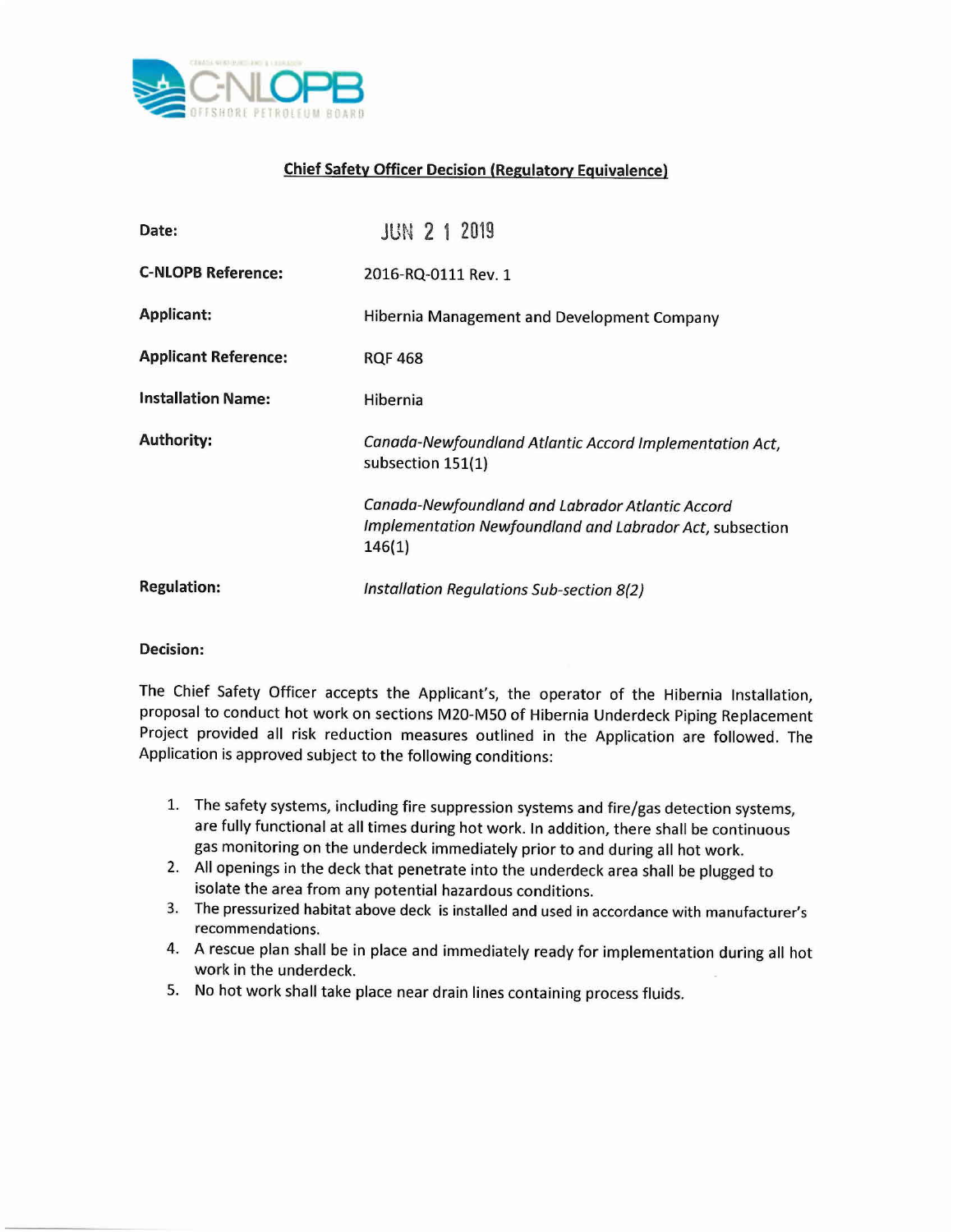## Chief Safety Officer Decision (Regulatory Equivalence)

| | |
|---|---|
| **Date:** | JUN 2 1 2019 |
| **C-NLOPB Reference:** | 2016-RQ-0111 Rev. 1 |
| **Applicant:** | Hibernia Management and Development Company |
| **Applicant Reference:** | RQF 468 |
| **Installation Name:** | Hibernia |
| **Authority:** | *Canada-Newfoundland Atlantic Accord Implementation Act*, subsection 151(1)<br><br>*Canada-Newfoundland and Labrador Atlantic Accord Implementation Newfoundland and Labrador Act*, subsection 146(1) |
| **Regulation:** | *Installation Regulations Sub-section 8(2)* |

**Decision:**

The Chief Safety Officer accepts the Applicant's, the operator of the Hibernia Installation, proposal to conduct hot work on sections M20-M50 of Hibernia Underdeck Piping Replacement Project provided all risk reduction measures outlined in the Application are followed. The Application is approved subject to the following conditions:

1. The safety systems, including fire suppression systems and fire/gas detection systems, are fully functional at all times during hot work. In addition, there shall be continuous gas monitoring on the underdeck immediately prior to and during all hot work.
2. All openings in the deck that penetrate into the underdeck area shall be plugged to isolate the area from any potential hazardous conditions.
3. The pressurized habitat above deck is installed and used in accordance with manufacturer's recommendations.
4. A rescue plan shall be in place and immediately ready for implementation during all hot work in the underdeck.
5. No hot work shall take place near drain lines containing process fluids.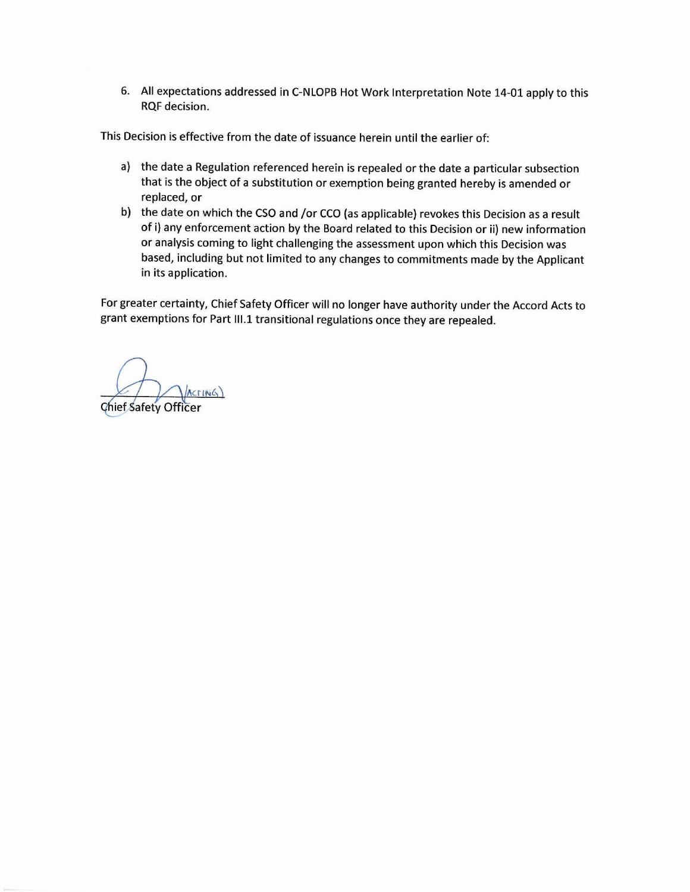6. All expectations addressed in C-NLOPB Hot Work Interpretation Note 14-01 apply to this RQF decision.

This Decision is effective from the date of issuance herein until the earlier of:

a) the date a Regulation referenced herein is repealed or the date a particular subsection that is the object of a substitution or exemption being granted hereby is amended or replaced, or
b) the date on which the CSO and /or CCO (as applicable) revokes this Decision as a result of i) any enforcement action by the Board related to this Decision or ii) new information or analysis coming to light challenging the assessment upon which this Decision was based, including but not limited to any changes to commitments made by the Applicant in its application.

For greater certainty, Chief Safety Officer will no longer have authority under the Accord Acts to grant exemptions for Part III.1 transitional regulations once they are repealed.

(ACTING)
Chief Safety Officer